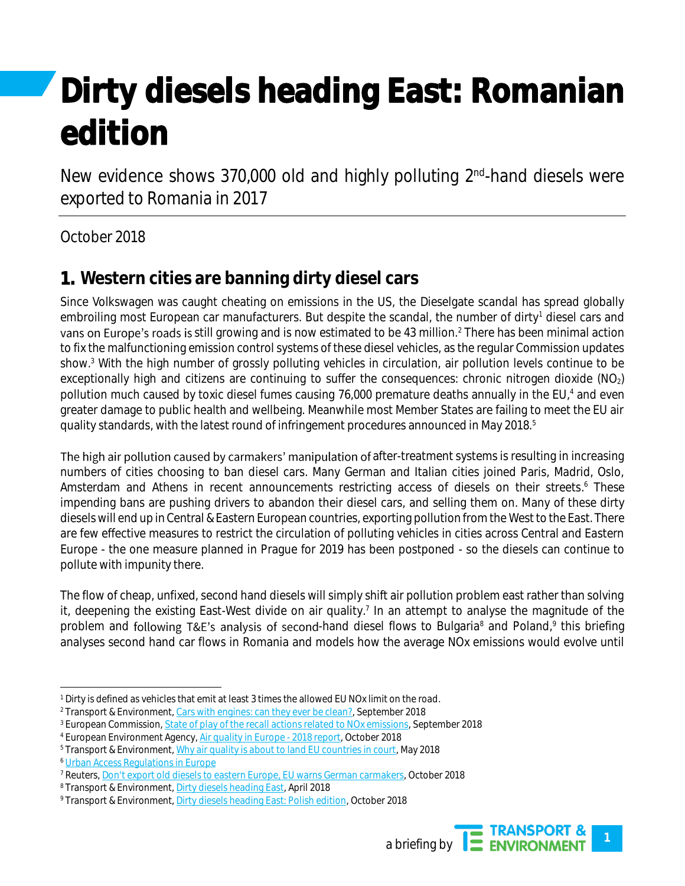# Dirty diesels heading East: Romanian edition

New evidence shows 370,000 old and highly polluting 2nd-hand diesels were exported to Romania in 2017

October 2018

## 1. Western cities are banning dirty diesel cars

Since Volkswagen was caught cheating on emissions in the US, the Dieselgate scandal has spread globally embroiling most European car manufacturers. But despite the scandal, the number of dirty[1] diesel cars and vans on Europe's roads is still growing and is now estimated to be 43 million.[2] There has been minimal action to fix the malfunctioning emission control systems of these diesel vehicles, as the regular Commission updates show.[3] With the high number of grossly polluting vehicles in circulation, air pollution levels continue to be exceptionally high and citizens are continuing to suffer the consequences: chronic nitrogen dioxide ($NO_2$) pollution much caused by toxic diesel fumes causing 76,000 premature deaths annually in the EU,[4] and even greater damage to public health and wellbeing. Meanwhile most Member States are failing to meet the EU air quality standards, with the latest round of infringement procedures announced in May 2018.[5]

The high air pollution caused by carmakers' manipulation of after-treatment systems is resulting in increasing numbers of cities choosing to ban diesel cars. Many German and Italian cities joined Paris, Madrid, Oslo, Amsterdam and Athens in recent announcements restricting access of diesels on their streets.[6] These impending bans are pushing drivers to abandon their diesel cars, and selling them on. Many of these dirty diesels will end up in Central & Eastern European countries, exporting pollution from the West to the East. There are few effective measures to restrict the circulation of polluting vehicles in cities across Central and Eastern Europe - the one measure planned in Prague for 2019 has been postponed - so the diesels can continue to pollute with impunity there.

The flow of cheap, unfixed, second hand diesels will simply shift air pollution problem east rather than solving it, deepening the existing East-West divide on air quality.[7] In an attempt to analyse the magnitude of the problem and following T&E's analysis of second-hand diesel flows to Bulgaria[8] and Poland,[9] this briefing analyses second hand car flows in Romania and models how the average NOx emissions would evolve until

---

[1] Dirty is defined as vehicles that emit at least 3 times the allowed EU NOx limit on the road.
[2] Transport & Environment, Cars with engines: can they ever be clean?, September 2018
[3] European Commission, State of play of the recall actions related to NOx emissions, September 2018
[4] European Environment Agency, Air quality in Europe - 2018 report, October 2018
[5] Transport & Environment, Why air quality is about to land EU countries in court, May 2018
[6] Urban Access Regulations in Europe
[7] Reuters, Don't export old diesels to eastern Europe, EU warns German carmakers, October 2018
[8] Transport & Environment, Dirty diesels heading East, April 2018
[9] Transport & Environment, Dirty diesels heading East: Polish edition, October 2018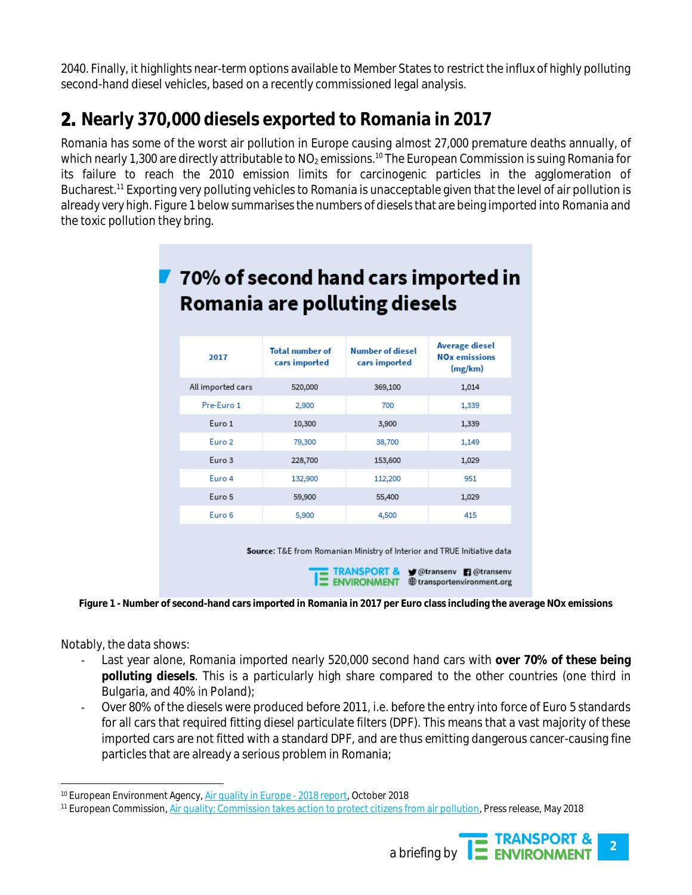2040. Finally, it highlights near-term options available to Member States to restrict the influx of highly polluting second-hand diesel vehicles, based on a recently commissioned legal analysis.

## 2. Nearly 370,000 diesels exported to Romania in 2017

Romania has some of the worst air pollution in Europe causing almost 27,000 premature deaths annually, of which nearly 1,300 are directly attributable to $NO_2$ emissions.[10] The European Commission is suing Romania for its failure to reach the 2010 emission limits for carcinogenic particles in the agglomeration of Bucharest.[11] Exporting very polluting vehicles to Romania is unacceptable given that the level of air pollution is already very high. Figure 1 below summarises the numbers of diesels that are being imported into Romania and the toxic pollution they bring.

**70% of second hand cars imported in Romania are polluting diesels**

| 2017 | Total number of cars imported | Number of diesel cars imported | Average diesel NOx emissions (mg/km) |
|---|---|---|---|
| All imported cars | 520,000 | 369,100 | 1,014 |
| Pre-Euro 1 | 2,900 | 700 | 1,339 |
| Euro 1 | 10,300 | 3,900 | 1,339 |
| Euro 2 | 79,300 | 38,700 | 1,149 |
| Euro 3 | 228,700 | 153,600 | 1,029 |
| Euro 4 | 132,900 | 112,200 | 951 |
| Euro 5 | 59,900 | 55,400 | 1,029 |
| Euro 6 | 5,900 | 4,500 | 415 |

**Source**: T&E from Romanian Ministry of Interior and TRUE Initiative data

TRANSPORT & ENVIRONMENT @transenv @transenv transportenvironment.org

**Figure 1 - Number of second-hand cars imported in Romania in 2017 per Euro class including the average NOx emissions**

Notably, the data shows:

- Last year alone, Romania imported nearly 520,000 second hand cars with **over 70% of these being polluting diesels**. This is a particularly high share compared to the other countries (one third in Bulgaria, and 40% in Poland);
- Over 80% of the diesels were produced before 2011, i.e. before the entry into force of Euro 5 standards for all cars that required fitting diesel particulate filters (DPF). This means that a vast majority of these imported cars are not fitted with a standard DPF, and are thus emitting dangerous cancer-causing fine particles that are already a serious problem in Romania;

[10] European Environment Agency, Air quality in Europe - 2018 report, October 2018

[11] European Commission, Air quality: Commission takes action to protect citizens from air pollution, Press release, May 2018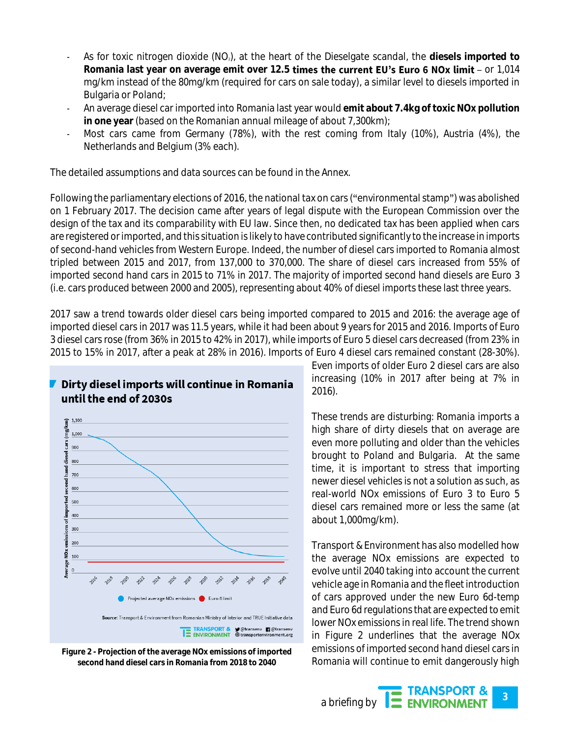- As for toxic nitrogen dioxide ($NO_2$), at the heart of the Dieselgate scandal, the **diesels imported to Romania last year on average emit over 12.5 times the current EU's Euro 6 NOx limit** – or 1,014 mg/km instead of the 80mg/km (required for cars on sale today), a similar level to diesels imported in Bulgaria or Poland;
- An average diesel car imported into Romania last year would **emit about 7.4kg of toxic NOx pollution in one year** (based on the Romanian annual mileage of about 7,300km);
- Most cars came from Germany (78%), with the rest coming from Italy (10%), Austria (4%), the Netherlands and Belgium (3% each).

The detailed assumptions and data sources can be found in the Annex.

Following the parliamentary elections of 2016, the national tax on cars ("environmental stamp") was abolished on 1 February 2017. The decision came after years of legal dispute with the European Commission over the design of the tax and its comparability with EU law. Since then, no dedicated tax has been applied when cars are registered or imported, and this situation is likely to have contributed significantly to the increase in imports of second-hand vehicles from Western Europe. Indeed, the number of diesel cars imported to Romania almost tripled between 2015 and 2017, from 137,000 to 370,000. The share of diesel cars increased from 55% of imported second hand cars in 2015 to 71% in 2017. The majority of imported second hand diesels are Euro 3 (i.e. cars produced between 2000 and 2005), representing about 40% of diesel imports these last three years.

2017 saw a trend towards older diesel cars being imported compared to 2015 and 2016: the average age of imported diesel cars in 2017 was 11.5 years, while it had been about 9 years for 2015 and 2016. Imports of Euro 3 diesel cars rose (from 36% in 2015 to 42% in 2017), while imports of Euro 5 diesel cars decreased (from 23% in 2015 to 15% in 2017, after a peak at 28% in 2016). Imports of Euro 4 diesel cars remained constant (28-30%). Even imports of older Euro 2 diesel cars are also increasing (10% in 2017 after being at 7% in 2016).

**Dirty diesel imports will continue in Romania until the end of 2030s**

Source: Transport & Environment from Romanian Ministry of Interior and TRUE Initiative data

**Figure 2 - Projection of the average NOx emissions of imported second hand diesel cars in Romania from 2018 to 2040**

These trends are disturbing: Romania imports a high share of dirty diesels that on average are even more polluting and older than the vehicles brought to Poland and Bulgaria. At the same time, it is important to stress that importing newer diesel vehicles is not a solution as such, as real-world NOx emissions of Euro 3 to Euro 5 diesel cars remained more or less the same (at about 1,000mg/km).

Transport & Environment has also modelled how the average NOx emissions are expected to evolve until 2040 taking into account the current vehicle age in Romania and the fleet introduction of cars approved under the new Euro 6d-temp and Euro 6d regulations that are expected to emit lower NOx emissions in real life. The trend shown in Figure 2 underlines that the average NOx emissions of imported second hand diesel cars in Romania will continue to emit dangerously high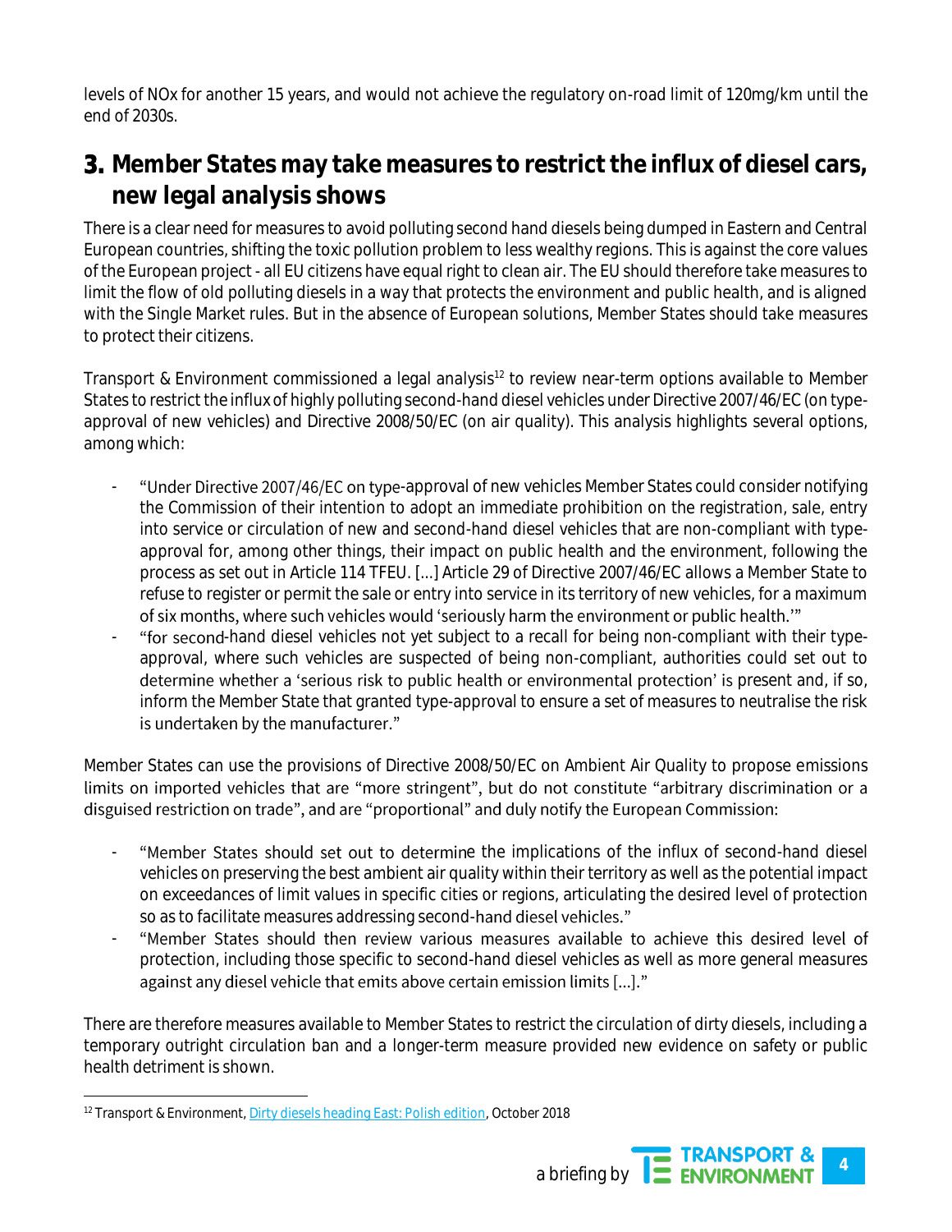levels of NOx for another 15 years, and would not achieve the regulatory on-road limit of 120mg/km until the end of 2030s.

## 3. Member States may take measures to restrict the influx of diesel cars, new legal analysis shows

There is a clear need for measures to avoid polluting second hand diesels being dumped in Eastern and Central European countries, shifting the toxic pollution problem to less wealthy regions. This is against the core values of the European project - all EU citizens have equal right to clean air. The EU should therefore take measures to limit the flow of old polluting diesels in a way that protects the environment and public health, and is aligned with the Single Market rules. But in the absence of European solutions, Member States should take measures to protect their citizens.

Transport & Environment commissioned a legal analysis[12] to review near-term options available to Member States to restrict the influx of highly polluting second-hand diesel vehicles under Directive 2007/46/EC (on type-approval of new vehicles) and Directive 2008/50/EC (on air quality). This analysis highlights several options, among which:

- "Under Directive 2007/46/EC on type-approval of new vehicles Member States could consider notifying the Commission of their intention to adopt an immediate prohibition on the registration, sale, entry into service or circulation of new and second-hand diesel vehicles that are non-compliant with type-approval for, among other things, their impact on public health and the environment, following the process as set out in Article 114 TFEU. […] Article 29 of Directive 2007/46/EC allows a Member State to refuse to register or permit the sale or entry into service in its territory of new vehicles, for a maximum of six months, where such vehicles would 'seriously harm the environment or public health.'"
- "for second-hand diesel vehicles not yet subject to a recall for being non-compliant with their type-approval, where such vehicles are suspected of being non-compliant, authorities could set out to determine whether a 'serious risk to public health or environmental protection' is present and, if so, inform the Member State that granted type-approval to ensure a set of measures to neutralise the risk is undertaken by the manufacturer."

Member States can use the provisions of Directive 2008/50/EC on Ambient Air Quality to propose emissions limits on imported vehicles that are "more stringent", but do not constitute "arbitrary discrimination or a disguised restriction on trade", and are "proportional" and duly notify the European Commission:

- "Member States should set out to determine the implications of the influx of second-hand diesel vehicles on preserving the best ambient air quality within their territory as well as the potential impact on exceedances of limit values in specific cities or regions, articulating the desired level of protection so as to facilitate measures addressing second-hand diesel vehicles."
- "Member States should then review various measures available to achieve this desired level of protection, including those specific to second-hand diesel vehicles as well as more general measures against any diesel vehicle that emits above certain emission limits […]."

There are therefore measures available to Member States to restrict the circulation of dirty diesels, including a temporary outright circulation ban and a longer-term measure provided new evidence on safety or public health detriment is shown.

---

[12] Transport & Environment, Dirty diesels heading East: Polish edition, October 2018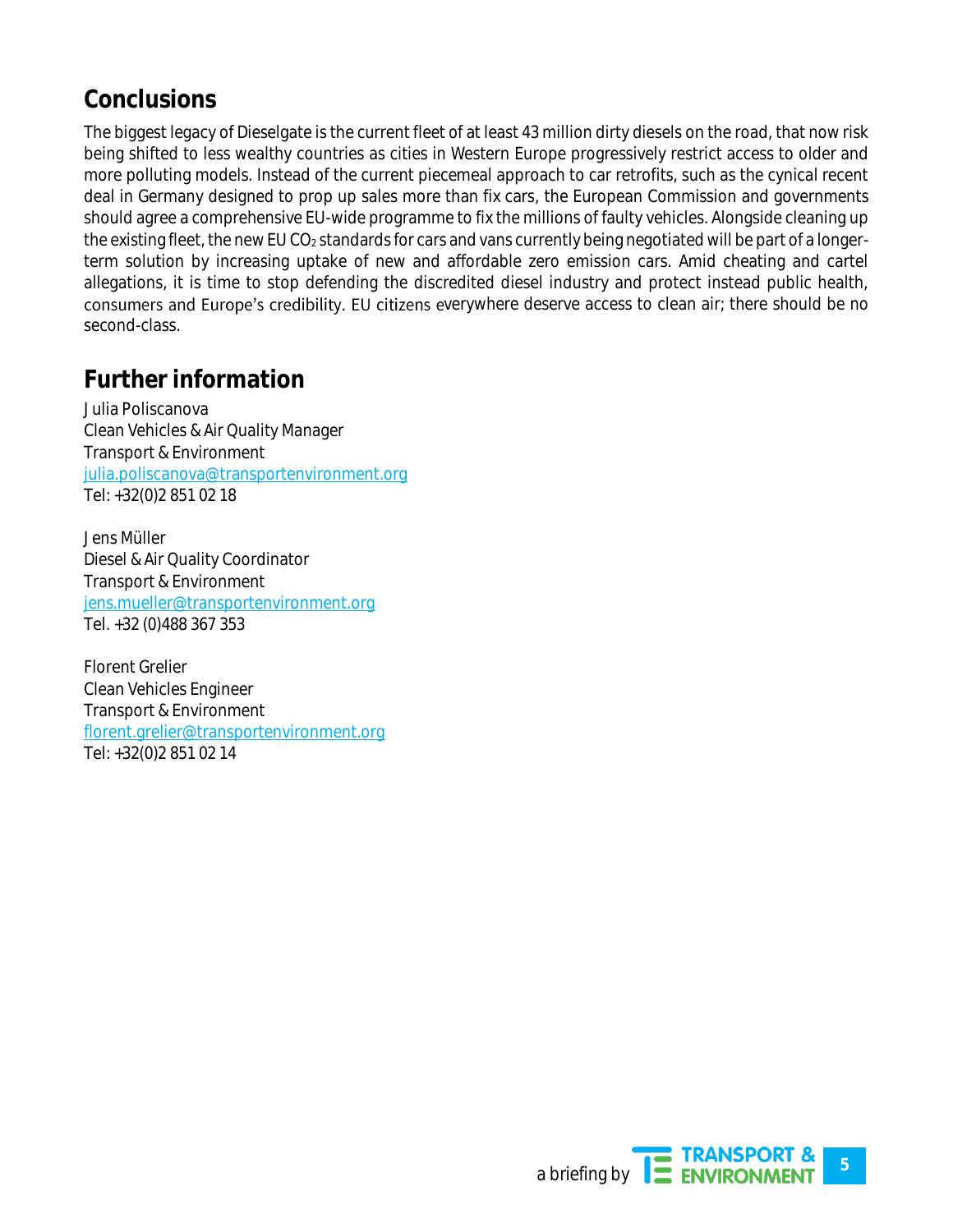## Conclusions

The biggest legacy of Dieselgate is the current fleet of at least 43 million dirty diesels on the road, that now risk being shifted to less wealthy countries as cities in Western Europe progressively restrict access to older and more polluting models. Instead of the current piecemeal approach to car retrofits, such as the cynical recent deal in Germany designed to prop up sales more than fix cars, the European Commission and governments should agree a comprehensive EU-wide programme to fix the millions of faulty vehicles. Alongside cleaning up the existing fleet, the new EU $CO_2$ standards for cars and vans currently being negotiated will be part of a longer-term solution by increasing uptake of new and affordable zero emission cars. Amid cheating and cartel allegations, it is time to stop defending the discredited diesel industry and protect instead public health, consumers and Europe's credibility. EU citizens everywhere deserve access to clean air; there should be no second-class.

## Further information

Julia Poliscanova
Clean Vehicles & Air Quality Manager
Transport & Environment
julia.poliscanova@transportenvironment.org
Tel: +32(0)2 851 02 18

Jens Müller
Diesel & Air Quality Coordinator
Transport & Environment
jens.mueller@transportenvironment.org
Tel. +32 (0)488 367 353

Florent Grelier
Clean Vehicles Engineer
Transport & Environment
florent.grelier@transportenvironment.org
Tel: +32(0)2 851 02 14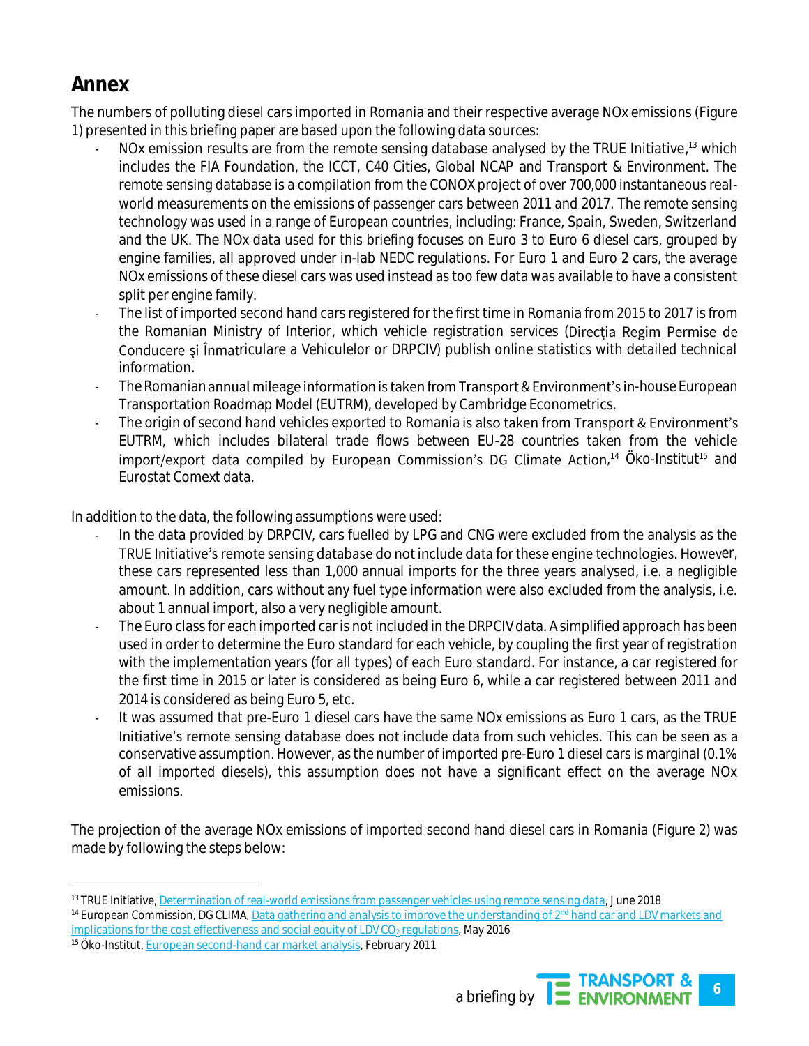## Annex

The numbers of polluting diesel cars imported in Romania and their respective average NOx emissions (Figure 1) presented in this briefing paper are based upon the following data sources:

- NOx emission results are from the remote sensing database analysed by the TRUE Initiative,[13] which includes the FIA Foundation, the ICCT, C40 Cities, Global NCAP and Transport & Environment. The remote sensing database is a compilation from the CONOX project of over 700,000 instantaneous real-world measurements on the emissions of passenger cars between 2011 and 2017. The remote sensing technology was used in a range of European countries, including: France, Spain, Sweden, Switzerland and the UK. The NOx data used for this briefing focuses on Euro 3 to Euro 6 diesel cars, grouped by engine families, all approved under in-lab NEDC regulations. For Euro 1 and Euro 2 cars, the average NOx emissions of these diesel cars was used instead as too few data was available to have a consistent split per engine family.
- The list of imported second hand cars registered for the first time in Romania from 2015 to 2017 is from the Romanian Ministry of Interior, which vehicle registration services (Direcţia Regim Permise de Conducere şi Înmatriculare a Vehiculelor or DRPCIV) publish online statistics with detailed technical information.
- The Romanian annual mileage information is taken from Transport & Environment's in-house European Transportation Roadmap Model (EUTRM), developed by Cambridge Econometrics.
- The origin of second hand vehicles exported to Romania is also taken from Transport & Environment's EUTRM, which includes bilateral trade flows between EU-28 countries taken from the vehicle import/export data compiled by European Commission's DG Climate Action,[14] Öko-Institut[15] and Eurostat Comext data.

In addition to the data, the following assumptions were used:

- In the data provided by DRPCIV, cars fuelled by LPG and CNG were excluded from the analysis as the TRUE Initiative's remote sensing database do not include data for these engine technologies. However, these cars represented less than 1,000 annual imports for the three years analysed, i.e. a negligible amount. In addition, cars without any fuel type information were also excluded from the analysis, i.e. about 1 annual import, also a very negligible amount.
- The Euro class for each imported car is not included in the DRPCIV data. A simplified approach has been used in order to determine the Euro standard for each vehicle, by coupling the first year of registration with the implementation years (for all types) of each Euro standard. For instance, a car registered for the first time in 2015 or later is considered as being Euro 6, while a car registered between 2011 and 2014 is considered as being Euro 5, etc.
- It was assumed that pre-Euro 1 diesel cars have the same NOx emissions as Euro 1 cars, as the TRUE Initiative's remote sensing database does not include data from such vehicles. This can be seen as a conservative assumption. However, as the number of imported pre-Euro 1 diesel cars is marginal (0.1% of all imported diesels), this assumption does not have a significant effect on the average NOx emissions.

The projection of the average NOx emissions of imported second hand diesel cars in Romania (Figure 2) was made by following the steps below:

---

[13] TRUE Initiative, Determination of real-world emissions from passenger vehicles using remote sensing data, June 2018

[14] European Commission, DG CLIMA, Data gathering and analysis to improve the understanding of 2nd hand car and LDV markets and implications for the cost effectiveness and social equity of LDV $CO_2$ regulations, May 2016

[15] Öko-Institut, European second-hand car market analysis, February 2011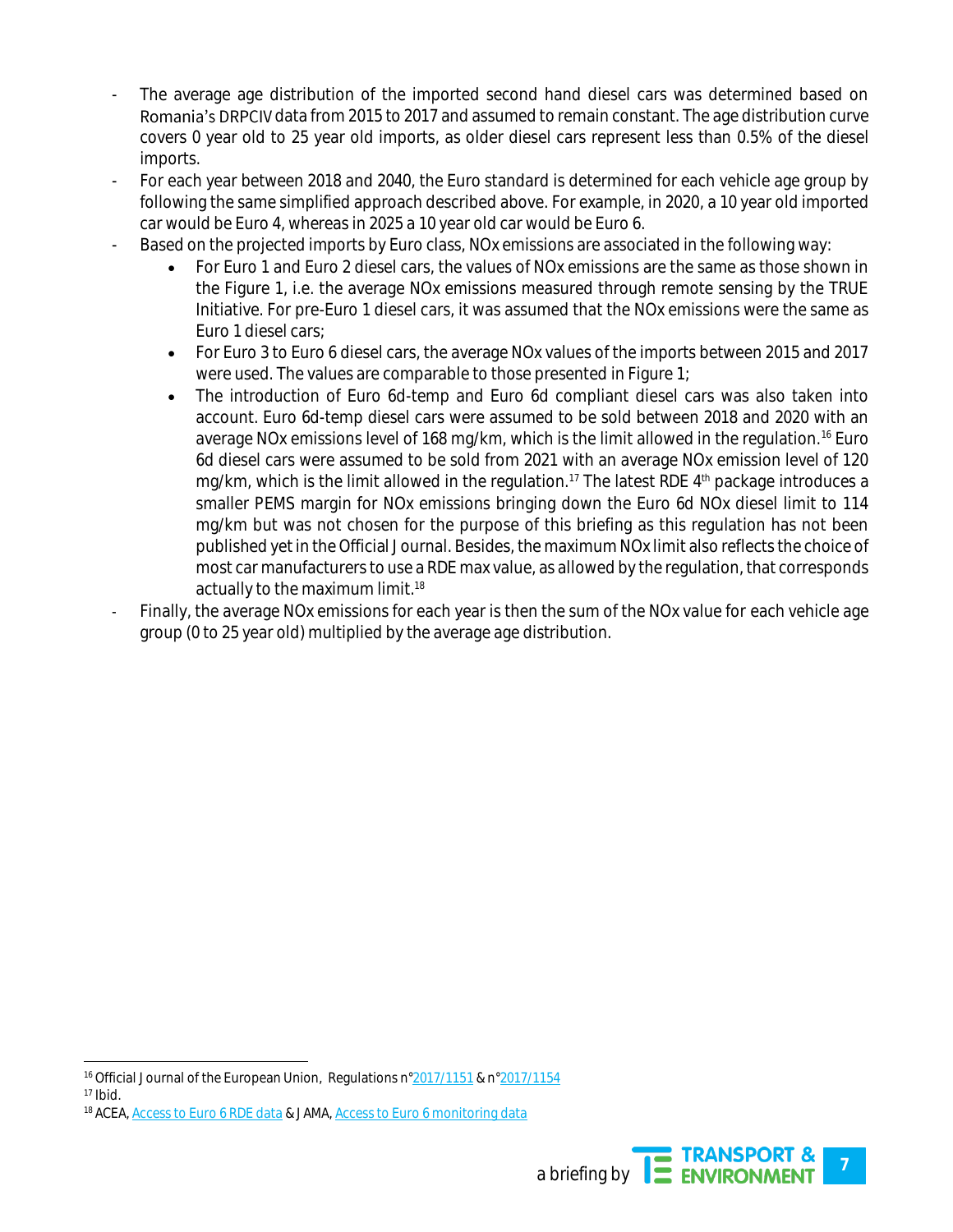- The average age distribution of the imported second hand diesel cars was determined based on Romania's DRPCIV data from 2015 to 2017 and assumed to remain constant. The age distribution curve covers 0 year old to 25 year old imports, as older diesel cars represent less than 0.5% of the diesel imports.
- For each year between 2018 and 2040, the Euro standard is determined for each vehicle age group by following the same simplified approach described above. For example, in 2020, a 10 year old imported car would be Euro 4, whereas in 2025 a 10 year old car would be Euro 6.
- Based on the projected imports by Euro class, NOx emissions are associated in the following way:
  - For Euro 1 and Euro 2 diesel cars, the values of NOx emissions are the same as those shown in the Figure 1, i.e. the average NOx emissions measured through remote sensing by the TRUE Initiative. For pre-Euro 1 diesel cars, it was assumed that the NOx emissions were the same as Euro 1 diesel cars;
  - For Euro 3 to Euro 6 diesel cars, the average NOx values of the imports between 2015 and 2017 were used. The values are comparable to those presented in Figure 1;
  - The introduction of Euro 6d-temp and Euro 6d compliant diesel cars was also taken into account. Euro 6d-temp diesel cars were assumed to be sold between 2018 and 2020 with an average NOx emissions level of 168 mg/km, which is the limit allowed in the regulation.[16] Euro 6d diesel cars were assumed to be sold from 2021 with an average NOx emission level of 120 mg/km, which is the limit allowed in the regulation.[17] The latest RDE 4th package introduces a smaller PEMS margin for NOx emissions bringing down the Euro 6d NOx diesel limit to 114 mg/km but was not chosen for the purpose of this briefing as this regulation has not been published yet in the Official Journal. Besides, the maximum NOx limit also reflects the choice of most car manufacturers to use a RDE max value, as allowed by the regulation, that corresponds actually to the maximum limit.[18]
- Finally, the average NOx emissions for each year is then the sum of the NOx value for each vehicle age group (0 to 25 year old) multiplied by the average age distribution.

---

[16] Official Journal of the European Union, Regulations n°2017/1151 & n°2017/1154

[17] Ibid.

[18] ACEA, Access to Euro 6 RDE data & JAMA, Access to Euro 6 monitoring data